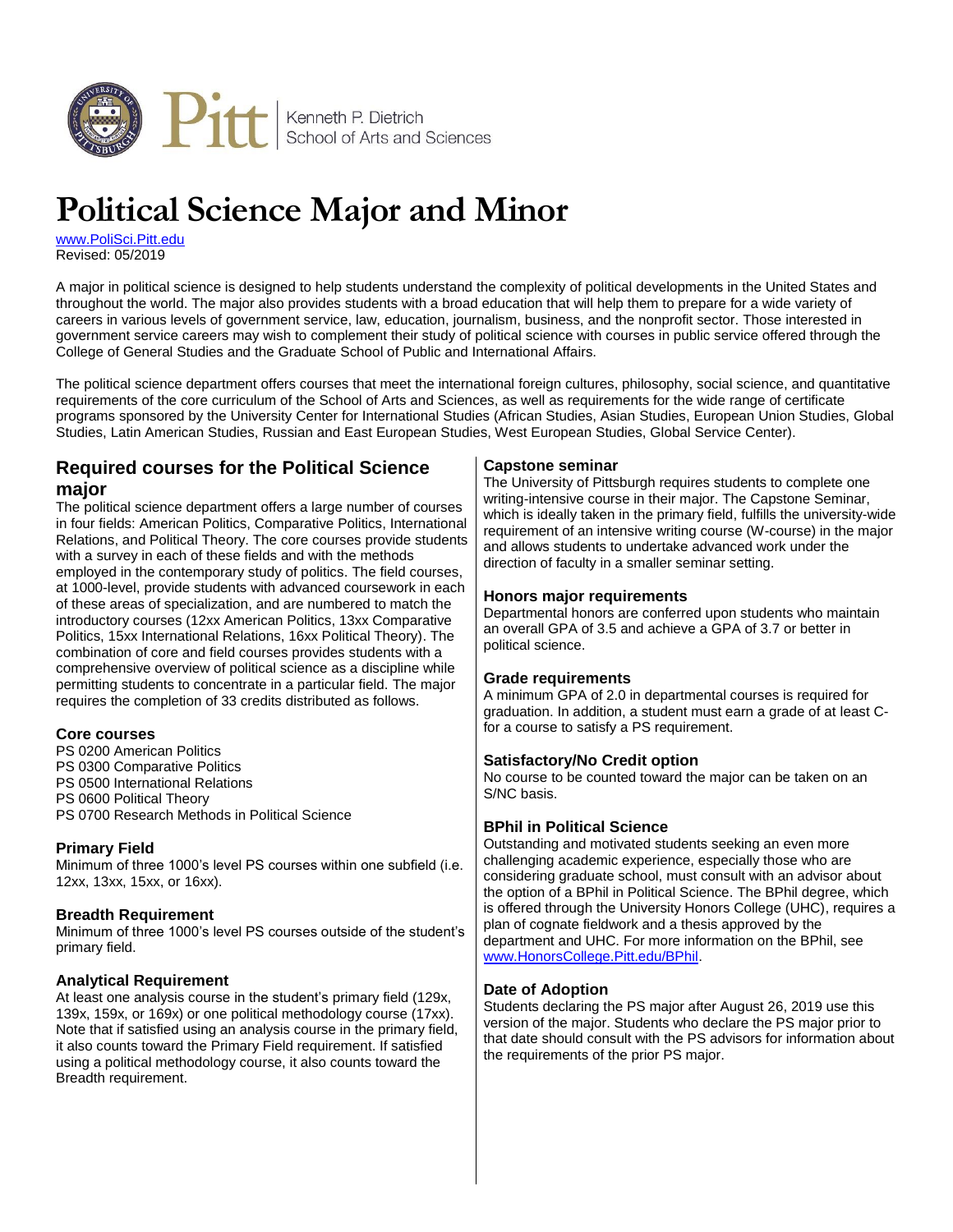# Political Science Major and Minor

www.PoliSci.Pitt.edu
Revised: 05/2019

A major in political science is designed to help students understand the complexity of political developments in the United States and throughout the world. The major also provides students with a broad education that will help them to prepare for a wide variety of careers in various levels of government service, law, education, journalism, business, and the nonprofit sector. Those interested in government service careers may wish to complement their study of political science with courses in public service offered through the College of General Studies and the Graduate School of Public and International Affairs.

The political science department offers courses that meet the international foreign cultures, philosophy, social science, and quantitative requirements of the core curriculum of the School of Arts and Sciences, as well as requirements for the wide range of certificate programs sponsored by the University Center for International Studies (African Studies, Asian Studies, European Union Studies, Global Studies, Latin American Studies, Russian and East European Studies, West European Studies, Global Service Center).

## Required courses for the Political Science major

The political science department offers a large number of courses in four fields: American Politics, Comparative Politics, International Relations, and Political Theory. The core courses provide students with a survey in each of these fields and with the methods employed in the contemporary study of politics. The field courses, at 1000-level, provide students with advanced coursework in each of these areas of specialization, and are numbered to match the introductory courses (12xx American Politics, 13xx Comparative Politics, 15xx International Relations, 16xx Political Theory). The combination of core and field courses provides students with a comprehensive overview of political science as a discipline while permitting students to concentrate in a particular field. The major requires the completion of 33 credits distributed as follows.

### Core courses

PS 0200 American Politics
PS 0300 Comparative Politics
PS 0500 International Relations
PS 0600 Political Theory
PS 0700 Research Methods in Political Science

### Primary Field

Minimum of three 1000's level PS courses within one subfield (i.e. 12xx, 13xx, 15xx, or 16xx).

### Breadth Requirement

Minimum of three 1000's level PS courses outside of the student's primary field.

### Analytical Requirement

At least one analysis course in the student's primary field (129x, 139x, 159x, or 169x) or one political methodology course (17xx). Note that if satisfied using an analysis course in the primary field, it also counts toward the Primary Field requirement. If satisfied using a political methodology course, it also counts toward the Breadth requirement.

### Capstone seminar

The University of Pittsburgh requires students to complete one writing-intensive course in their major. The Capstone Seminar, which is ideally taken in the primary field, fulfills the university-wide requirement of an intensive writing course (W-course) in the major and allows students to undertake advanced work under the direction of faculty in a smaller seminar setting.

### Honors major requirements

Departmental honors are conferred upon students who maintain an overall GPA of 3.5 and achieve a GPA of 3.7 or better in political science.

### Grade requirements

A minimum GPA of 2.0 in departmental courses is required for graduation. In addition, a student must earn a grade of at least C- for a course to satisfy a PS requirement.

### Satisfactory/No Credit option

No course to be counted toward the major can be taken on an S/NC basis.

### BPhil in Political Science

Outstanding and motivated students seeking an even more challenging academic experience, especially those who are considering graduate school, must consult with an advisor about the option of a BPhil in Political Science. The BPhil degree, which is offered through the University Honors College (UHC), requires a plan of cognate fieldwork and a thesis approved by the department and UHC. For more information on the BPhil, see www.HonorsCollege.Pitt.edu/BPhil.

### Date of Adoption

Students declaring the PS major after August 26, 2019 use this version of the major. Students who declare the PS major prior to that date should consult with the PS advisors for information about the requirements of the prior PS major.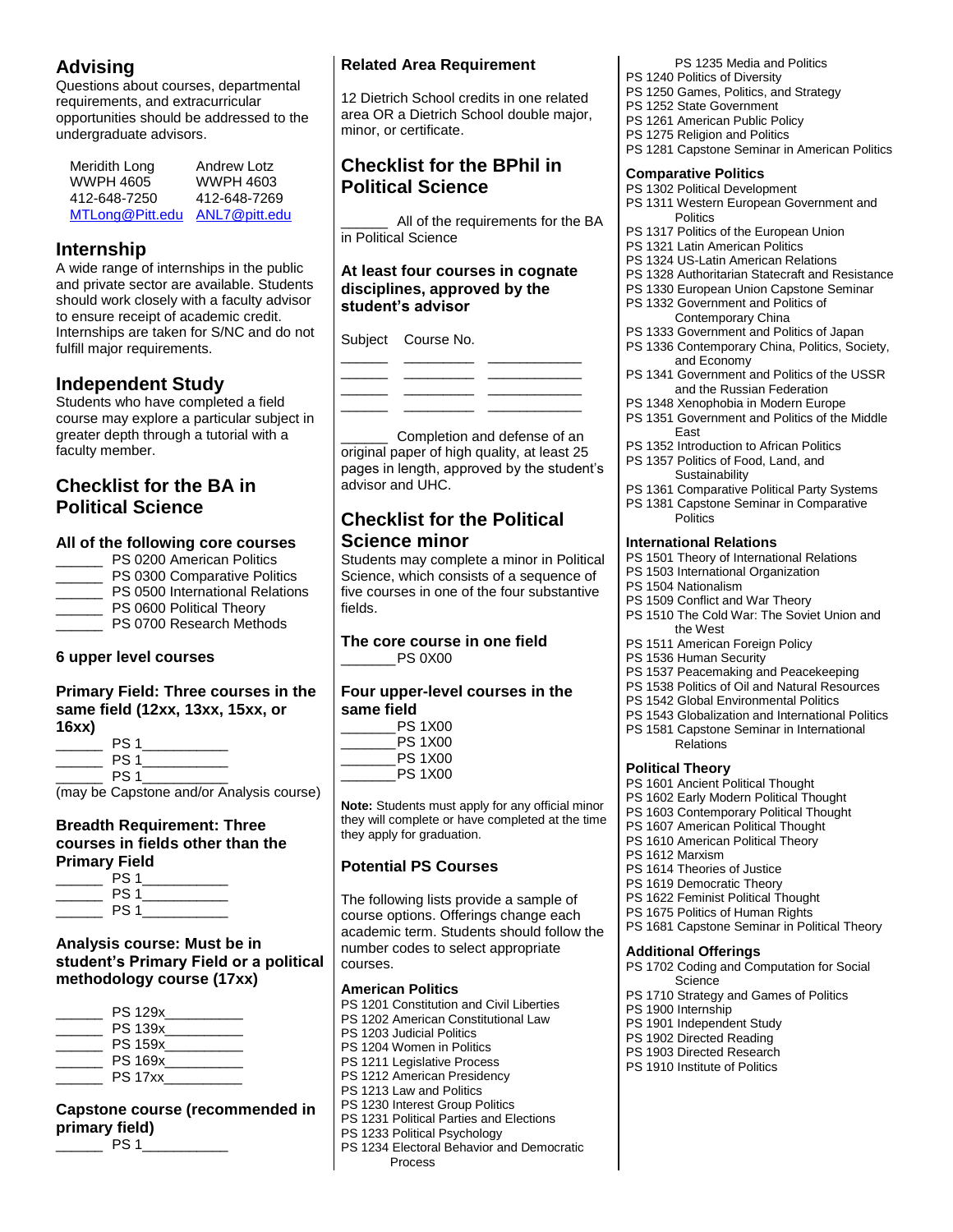## Advising

Questions about courses, departmental requirements, and extracurricular opportunities should be addressed to the undergraduate advisors.

| | |
|---|---|
| Meridith Long | Andrew Lotz |
| WWPH 4605 | WWPH 4603 |
| 412-648-7250 | 412-648-7269 |
| MTLong@Pitt.edu | ANL7@pitt.edu |

## Internship

A wide range of internships in the public and private sector are available. Students should work closely with a faculty advisor to ensure receipt of academic credit. Internships are taken for S/NC and do not fulfill major requirements.

## Independent Study

Students who have completed a field course may explore a particular subject in greater depth through a tutorial with a faculty member.

## Checklist for the BA in Political Science

### All of the following core courses

______ PS 0200 American Politics
______ PS 0300 Comparative Politics
______ PS 0500 International Relations
______ PS 0600 Political Theory
______ PS 0700 Research Methods

### 6 upper level courses

### Primary Field: Three courses in the same field (12xx, 13xx, 15xx, or 16xx)

______ PS 1___________
______ PS 1___________
______ PS 1___________

(may be Capstone and/or Analysis course)

### Breadth Requirement: Three courses in fields other than the Primary Field

______ PS 1___________
______ PS 1___________
______ PS 1___________

### Analysis course: Must be in student's Primary Field or a political methodology course (17xx)

______ PS 129x__________
______ PS 139x__________
______ PS 159x__________
______ PS 169x__________
______ PS 17xx__________

### Capstone course (recommended in primary field)

______ PS 1___________

### Related Area Requirement

12 Dietrich School credits in one related area OR a Dietrich School double major, minor, or certificate.

## Checklist for the BPhil in Political Science

______ All of the requirements for the BA in Political Science

### At least four courses in cognate disciplines, approved by the student's advisor

| Subject | Course No. | |
|---|---|---|
| ______ | _________ | ____________ |
| ______ | _________ | ____________ |
| ______ | _________ | ____________ |
| ______ | _________ | ____________ |

______ Completion and defense of an original paper of high quality, at least 25 pages in length, approved by the student's advisor and UHC.

## Checklist for the Political Science minor

Students may complete a minor in Political Science, which consists of a sequence of five courses in one of the four substantive fields.

### The core course in one field

_______PS 0X00

### Four upper-level courses in the same field

_______PS 1X00
_______PS 1X00
_______PS 1X00
_______PS 1X00

**Note:** Students must apply for any official minor they will complete or have completed at the time they apply for graduation.

### Potential PS Courses

The following lists provide a sample of course options. Offerings change each academic term. Students should follow the number codes to select appropriate courses.

### American Politics

PS 1201 Constitution and Civil Liberties
PS 1202 American Constitutional Law
PS 1203 Judicial Politics
PS 1204 Women in Politics
PS 1211 Legislative Process
PS 1212 American Presidency
PS 1213 Law and Politics
PS 1230 Interest Group Politics
PS 1231 Political Parties and Elections
PS 1233 Political Psychology
PS 1234 Electoral Behavior and Democratic Process
PS 1235 Media and Politics
PS 1240 Politics of Diversity
PS 1250 Games, Politics, and Strategy
PS 1252 State Government
PS 1261 American Public Policy
PS 1275 Religion and Politics
PS 1281 Capstone Seminar in American Politics

### Comparative Politics

PS 1302 Political Development
PS 1311 Western European Government and Politics
PS 1317 Politics of the European Union
PS 1321 Latin American Politics
PS 1324 US-Latin American Relations
PS 1328 Authoritarian Statecraft and Resistance
PS 1330 European Union Capstone Seminar
PS 1332 Government and Politics of Contemporary China
PS 1333 Government and Politics of Japan
PS 1336 Contemporary China, Politics, Society, and Economy
PS 1341 Government and Politics of the USSR and the Russian Federation
PS 1348 Xenophobia in Modern Europe
PS 1351 Government and Politics of the Middle East
PS 1352 Introduction to African Politics
PS 1357 Politics of Food, Land, and Sustainability
PS 1361 Comparative Political Party Systems
PS 1381 Capstone Seminar in Comparative Politics

### International Relations

PS 1501 Theory of International Relations
PS 1503 International Organization
PS 1504 Nationalism
PS 1509 Conflict and War Theory
PS 1510 The Cold War: The Soviet Union and the West
PS 1511 American Foreign Policy
PS 1536 Human Security
PS 1537 Peacemaking and Peacekeeping
PS 1538 Politics of Oil and Natural Resources
PS 1542 Global Environmental Politics
PS 1543 Globalization and International Politics
PS 1581 Capstone Seminar in International Relations

### Political Theory

PS 1601 Ancient Political Thought
PS 1602 Early Modern Political Thought
PS 1603 Contemporary Political Thought
PS 1607 American Political Thought
PS 1610 American Political Theory
PS 1612 Marxism
PS 1614 Theories of Justice
PS 1619 Democratic Theory
PS 1622 Feminist Political Thought
PS 1675 Politics of Human Rights
PS 1681 Capstone Seminar in Political Theory

### Additional Offerings

PS 1702 Coding and Computation for Social Science
PS 1710 Strategy and Games of Politics
PS 1900 Internship
PS 1901 Independent Study
PS 1902 Directed Reading
PS 1903 Directed Research
PS 1910 Institute of Politics